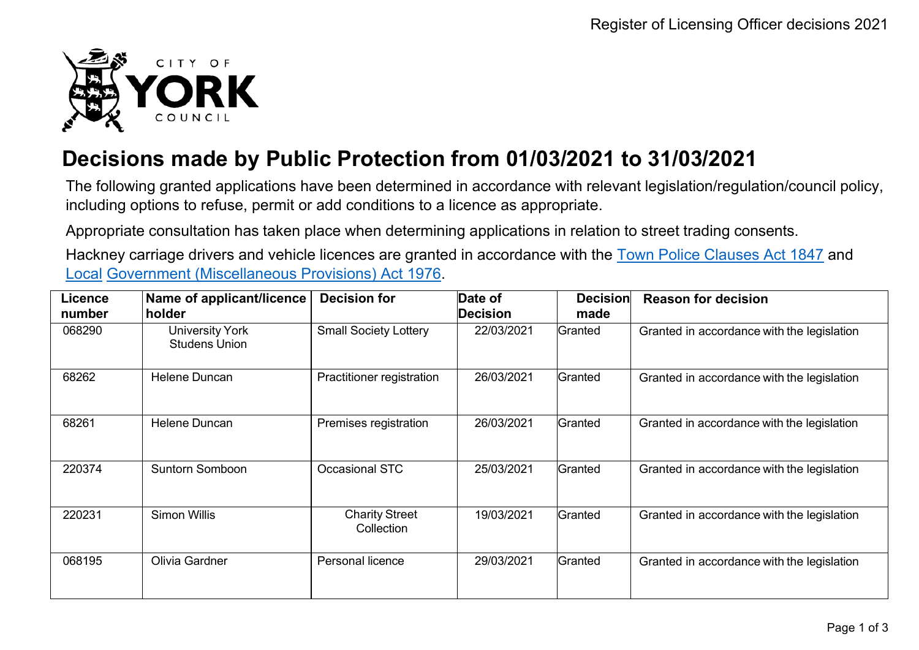# Decisions made by Public Protection from 01/03/2021 to 31/03/2021

The following granted applications have been determined in accordance with relevant legislation/regulation/council policy, including options to refuse, permit or add conditions to a licence as appropriate.

Appropriate consultation has taken place when determining applications in relation to street trading consents.

Hackney carriage drivers and vehicle licences are granted in accordance with the Town Police Clauses Act 1847 and Local Government (Miscellaneous Provisions) Act 1976.

| Licence number | Name of applicant/licence holder | Decision for | Date of Decision | Decision made | Reason for decision |
|---|---|---|---|---|---|
| 068290 | University York Studens Union | Small Society Lottery | 22/03/2021 | Granted | Granted in accordance with the legislation |
| 68262 | Helene Duncan | Practitioner registration | 26/03/2021 | Granted | Granted in accordance with the legislation |
| 68261 | Helene Duncan | Premises registration | 26/03/2021 | Granted | Granted in accordance with the legislation |
| 220374 | Suntorn Somboon | Occasional STC | 25/03/2021 | Granted | Granted in accordance with the legislation |
| 220231 | Simon Willis | Charity Street Collection | 19/03/2021 | Granted | Granted in accordance with the legislation |
| 068195 | Olivia Gardner | Personal licence | 29/03/2021 | Granted | Granted in accordance with the legislation |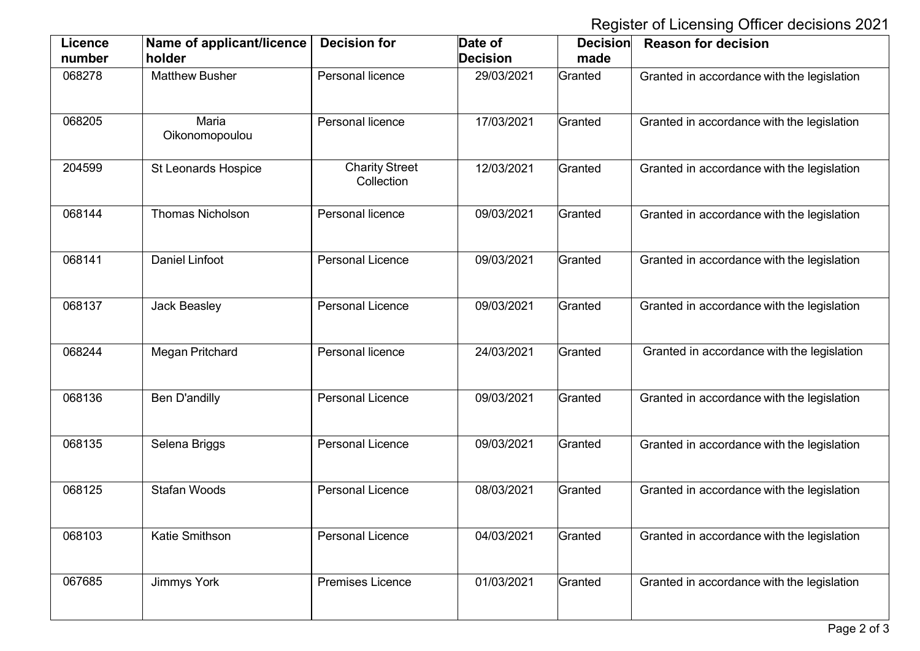Register of Licensing Officer decisions 2021

| Licence number | Name of applicant/licence holder | Decision for | Date of Decision | Decision made | Reason for decision |
|---|---|---|---|---|---|
| 068278 | Matthew Busher | Personal licence | 29/03/2021 | Granted | Granted in accordance with the legislation |
| 068205 | Maria Oikonomopoulou | Personal licence | 17/03/2021 | Granted | Granted in accordance with the legislation |
| 204599 | St Leonards Hospice | Charity Street Collection | 12/03/2021 | Granted | Granted in accordance with the legislation |
| 068144 | Thomas Nicholson | Personal licence | 09/03/2021 | Granted | Granted in accordance with the legislation |
| 068141 | Daniel Linfoot | Personal Licence | 09/03/2021 | Granted | Granted in accordance with the legislation |
| 068137 | Jack Beasley | Personal Licence | 09/03/2021 | Granted | Granted in accordance with the legislation |
| 068244 | Megan Pritchard | Personal licence | 24/03/2021 | Granted | Granted in accordance with the legislation |
| 068136 | Ben D'andilly | Personal Licence | 09/03/2021 | Granted | Granted in accordance with the legislation |
| 068135 | Selena Briggs | Personal Licence | 09/03/2021 | Granted | Granted in accordance with the legislation |
| 068125 | Stafan Woods | Personal Licence | 08/03/2021 | Granted | Granted in accordance with the legislation |
| 068103 | Katie Smithson | Personal Licence | 04/03/2021 | Granted | Granted in accordance with the legislation |
| 067685 | Jimmys York | Premises Licence | 01/03/2021 | Granted | Granted in accordance with the legislation |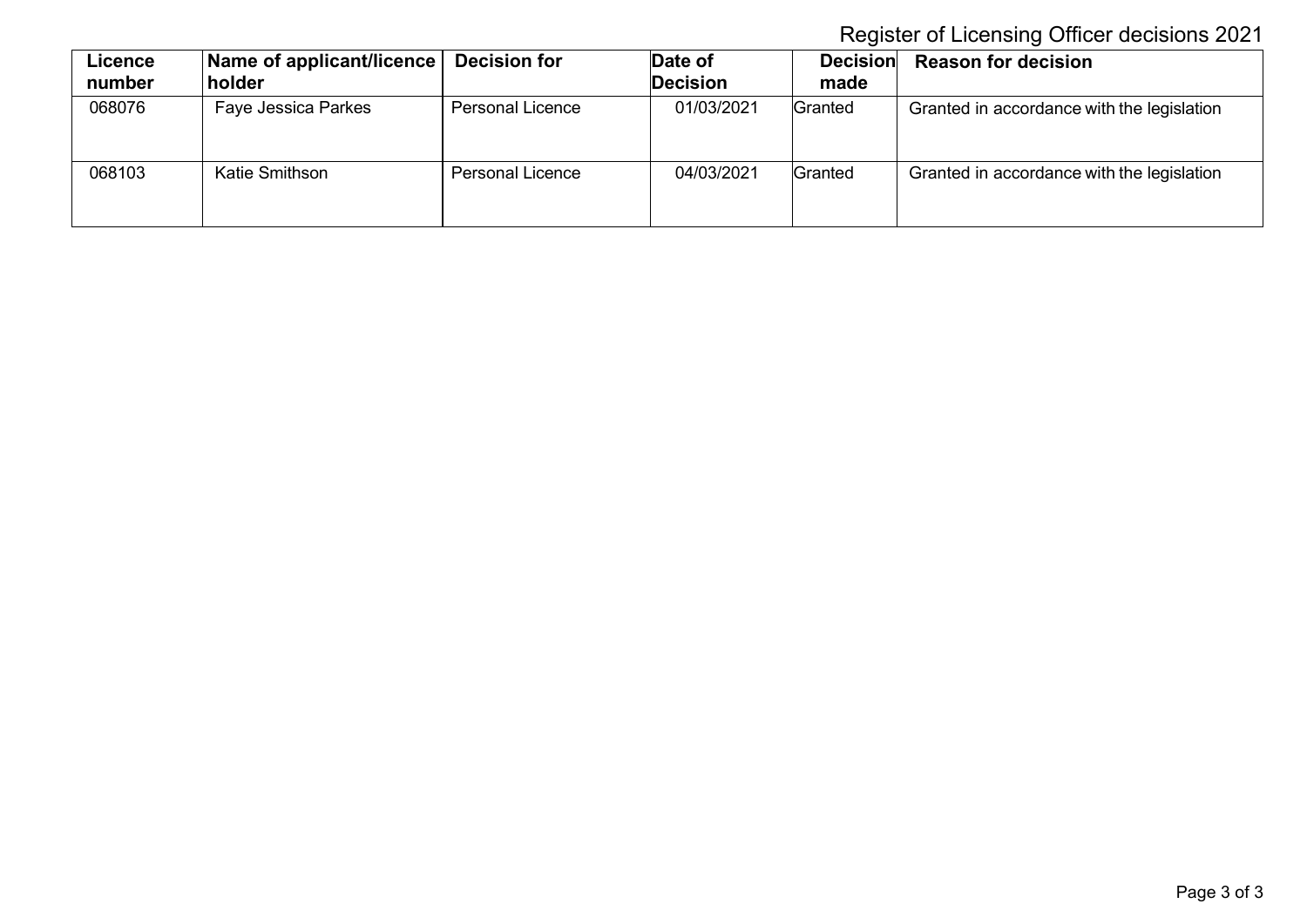Register of Licensing Officer decisions 2021

| Licence number | Name of applicant/licence holder | Decision for | Date of Decision | Decision made | Reason for decision |
|---|---|---|---|---|---|
| 068076 | Faye Jessica Parkes | Personal Licence | 01/03/2021 | Granted | Granted in accordance with the legislation |
| 068103 | Katie Smithson | Personal Licence | 04/03/2021 | Granted | Granted in accordance with the legislation |